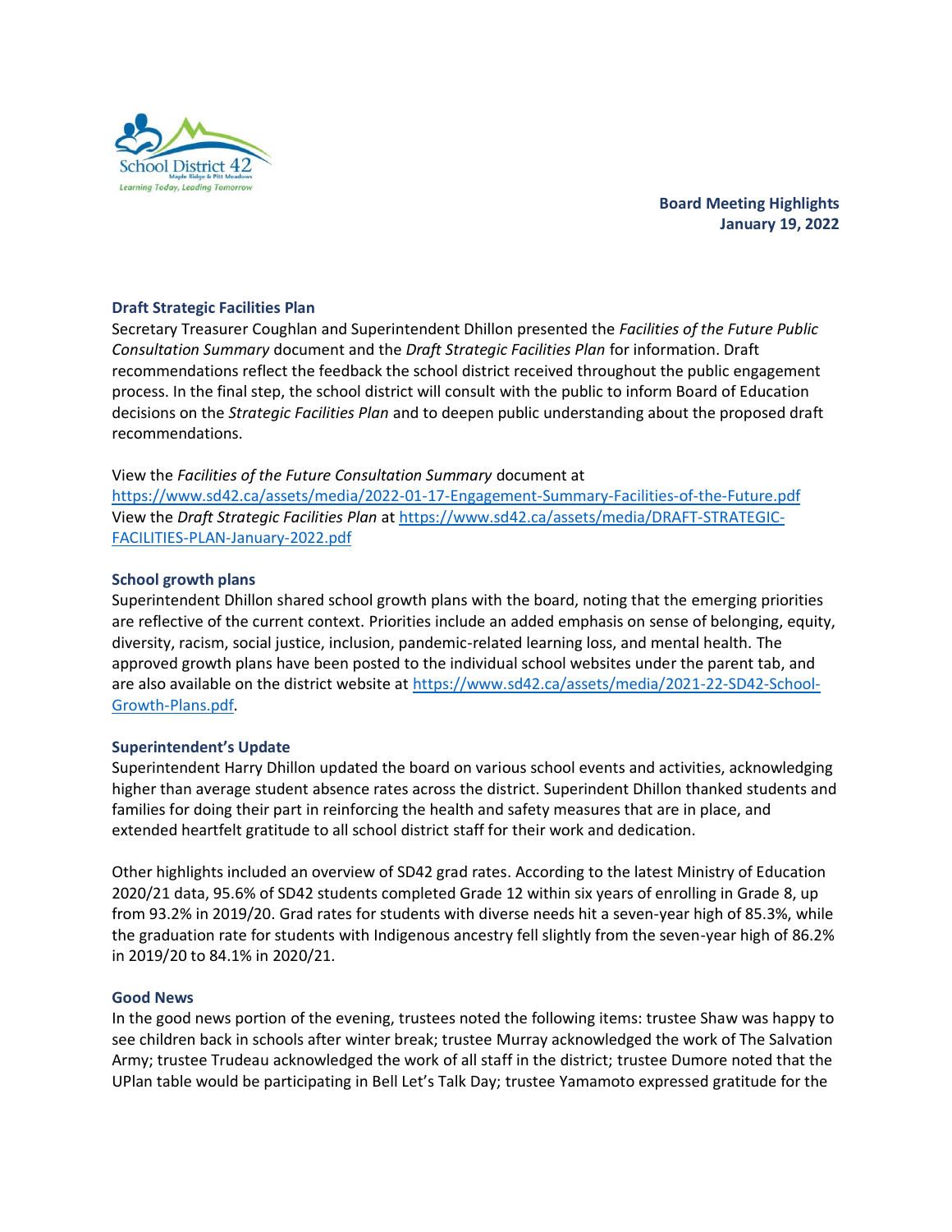**Board Meeting Highlights**
**January 19, 2022**

### Draft Strategic Facilities Plan

Secretary Treasurer Coughlan and Superintendent Dhillon presented the *Facilities of the Future Public Consultation Summary* document and the *Draft Strategic Facilities Plan* for information. Draft recommendations reflect the feedback the school district received throughout the public engagement process. In the final step, the school district will consult with the public to inform Board of Education decisions on the *Strategic Facilities Plan* and to deepen public understanding about the proposed draft recommendations.

View the *Facilities of the Future Consultation Summary* document at https://www.sd42.ca/assets/media/2022-01-17-Engagement-Summary-Facilities-of-the-Future.pdf
View the *Draft Strategic Facilities Plan* at https://www.sd42.ca/assets/media/DRAFT-STRATEGIC-FACILITIES-PLAN-January-2022.pdf

### School growth plans

Superintendent Dhillon shared school growth plans with the board, noting that the emerging priorities are reflective of the current context. Priorities include an added emphasis on sense of belonging, equity, diversity, racism, social justice, inclusion, pandemic-related learning loss, and mental health. The approved growth plans have been posted to the individual school websites under the parent tab, and are also available on the district website at https://www.sd42.ca/assets/media/2021-22-SD42-School-Growth-Plans.pdf.

### Superintendent's Update

Superintendent Harry Dhillon updated the board on various school events and activities, acknowledging higher than average student absence rates across the district. Superindent Dhillon thanked students and families for doing their part in reinforcing the health and safety measures that are in place, and extended heartfelt gratitude to all school district staff for their work and dedication.

Other highlights included an overview of SD42 grad rates. According to the latest Ministry of Education 2020/21 data, 95.6% of SD42 students completed Grade 12 within six years of enrolling in Grade 8, up from 93.2% in 2019/20. Grad rates for students with diverse needs hit a seven-year high of 85.3%, while the graduation rate for students with Indigenous ancestry fell slightly from the seven-year high of 86.2% in 2019/20 to 84.1% in 2020/21.

### Good News

In the good news portion of the evening, trustees noted the following items: trustee Shaw was happy to see children back in schools after winter break; trustee Murray acknowledged the work of The Salvation Army; trustee Trudeau acknowledged the work of all staff in the district; trustee Dumore noted that the UPlan table would be participating in Bell Let's Talk Day; trustee Yamamoto expressed gratitude for the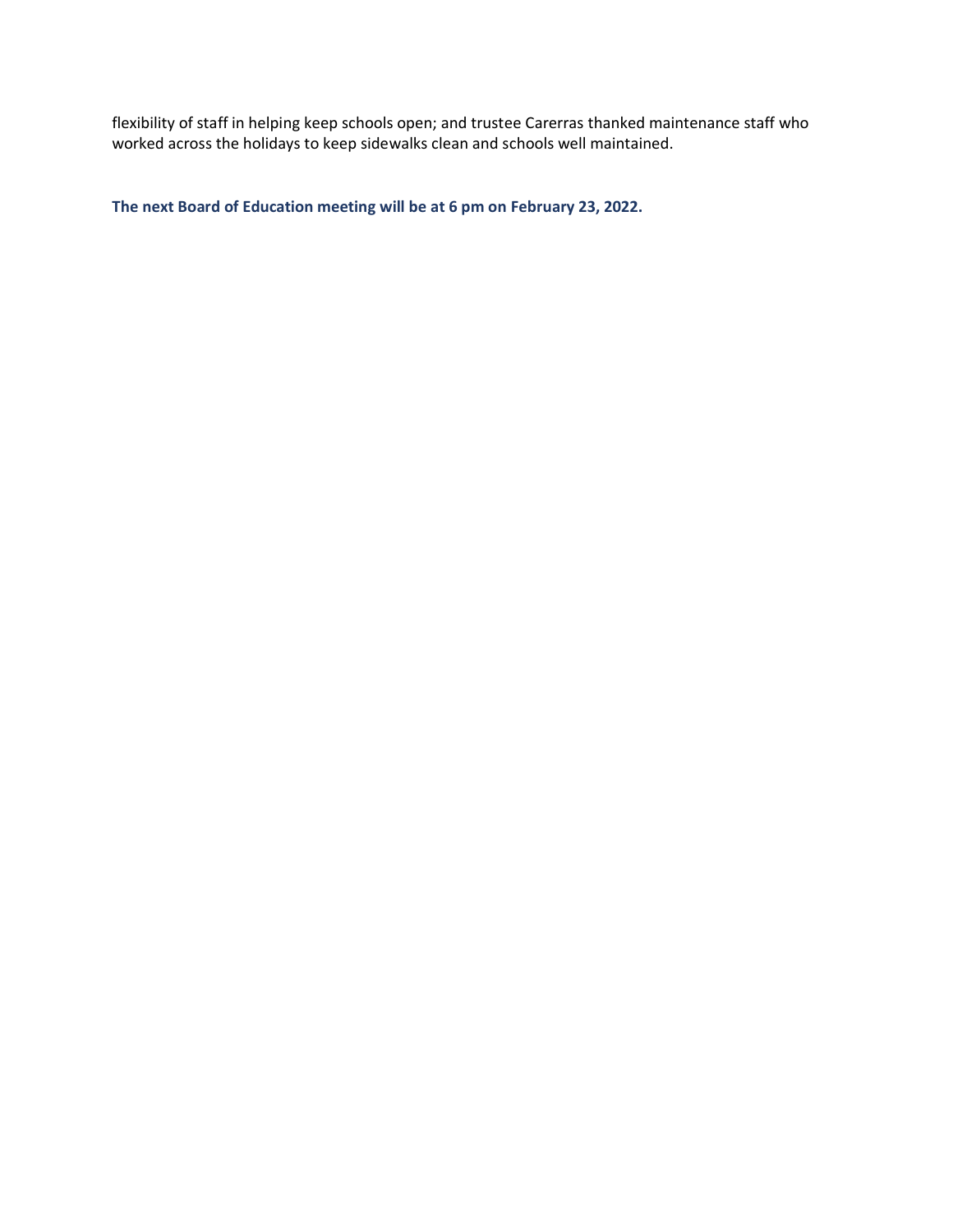flexibility of staff in helping keep schools open; and trustee Carerras thanked maintenance staff who worked across the holidays to keep sidewalks clean and schools well maintained.

**The next Board of Education meeting will be at 6 pm on February 23, 2022.**